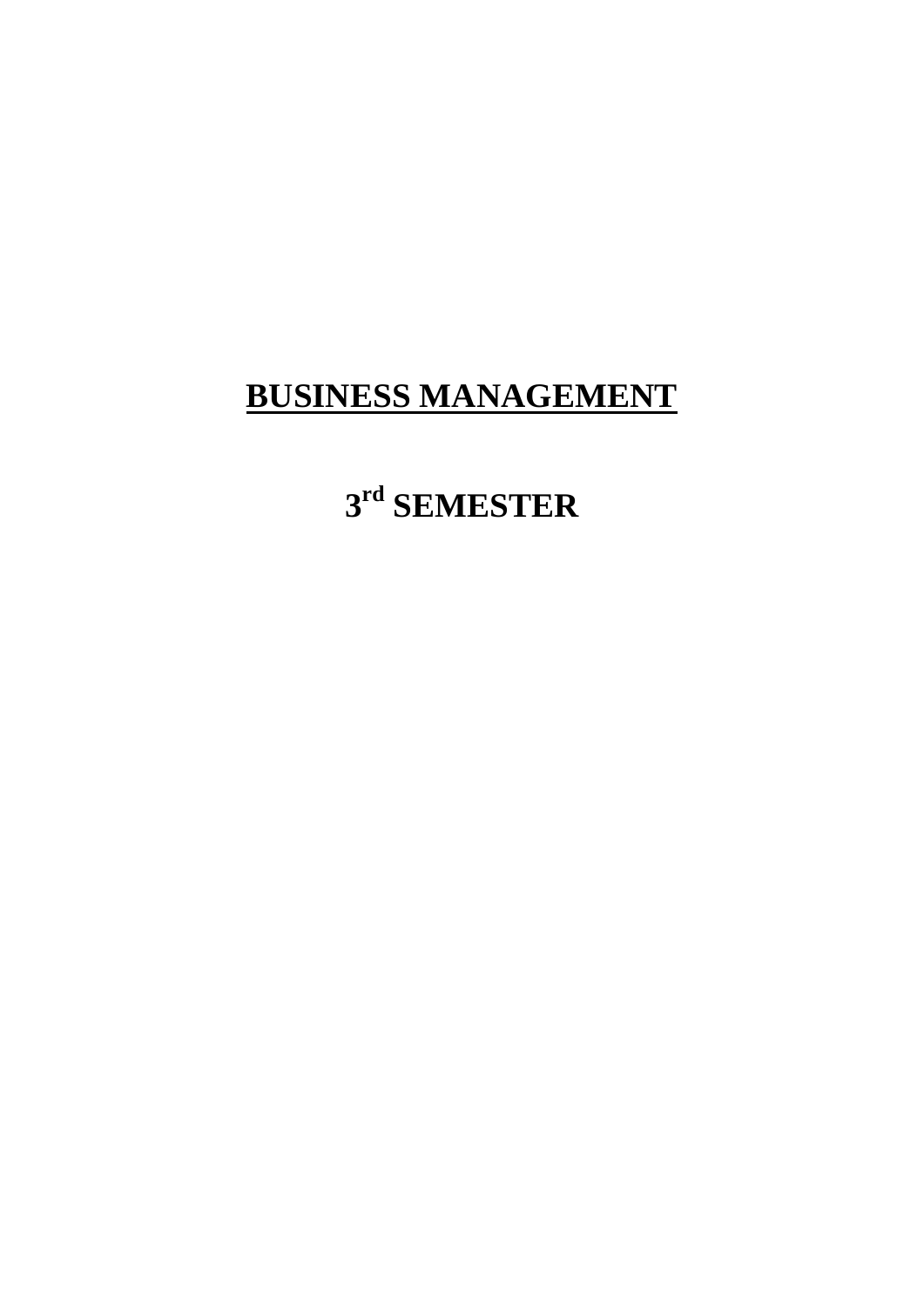# BUSINESS MANAGEMENT

## 3rd SEMESTER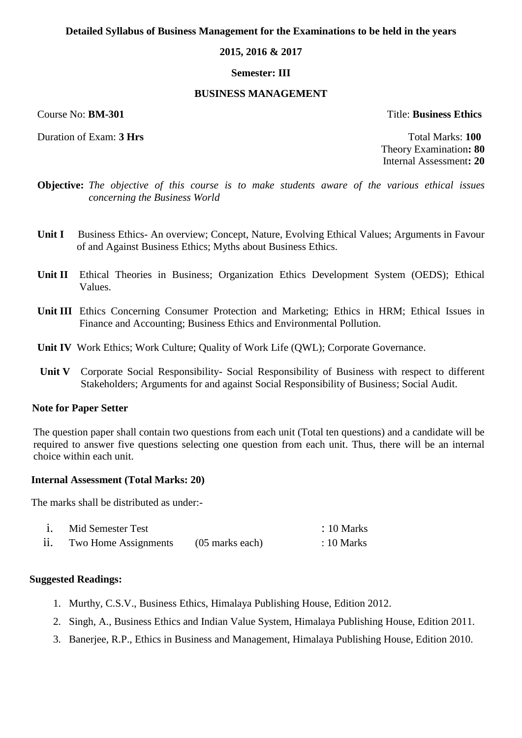**Detailed Syllabus of Business Management for the Examinations to be held in the years**

**2015, 2016 & 2017**

**Semester: III**

**BUSINESS MANAGEMENT**

Course No: **BM-301** Title: **Business Ethics**

Duration of Exam: **3 Hrs** Total Marks: **100**

Theory Examination**: 80**

Internal Assessment**: 20**

**Objective:** *The objective of this course is to make students aware of the various ethical issues concerning the Business World*

**Unit I** Business Ethics- An overview; Concept, Nature, Evolving Ethical Values; Arguments in Favour of and Against Business Ethics; Myths about Business Ethics.

**Unit II** Ethical Theories in Business; Organization Ethics Development System (OEDS); Ethical Values.

**Unit III** Ethics Concerning Consumer Protection and Marketing; Ethics in HRM; Ethical Issues in Finance and Accounting; Business Ethics and Environmental Pollution.

**Unit IV** Work Ethics; Work Culture; Quality of Work Life (QWL); Corporate Governance.

**Unit V** Corporate Social Responsibility- Social Responsibility of Business with respect to different Stakeholders; Arguments for and against Social Responsibility of Business; Social Audit.

**Note for Paper Setter**

The question paper shall contain two questions from each unit (Total ten questions) and a candidate will be required to answer five questions selecting one question from each unit. Thus, there will be an internal choice within each unit.

**Internal Assessment (Total Marks: 20)**

The marks shall be distributed as under:-

| | | | |
|---|---|---|---|
| i. | Mid Semester Test | | : 10 Marks |
| ii. | Two Home Assignments | (05 marks each) | : 10 Marks |

**Suggested Readings:**

1. Murthy, C.S.V., Business Ethics, Himalaya Publishing House, Edition 2012.
2. Singh, A., Business Ethics and Indian Value System, Himalaya Publishing House, Edition 2011.
3. Banerjee, R.P., Ethics in Business and Management, Himalaya Publishing House, Edition 2010.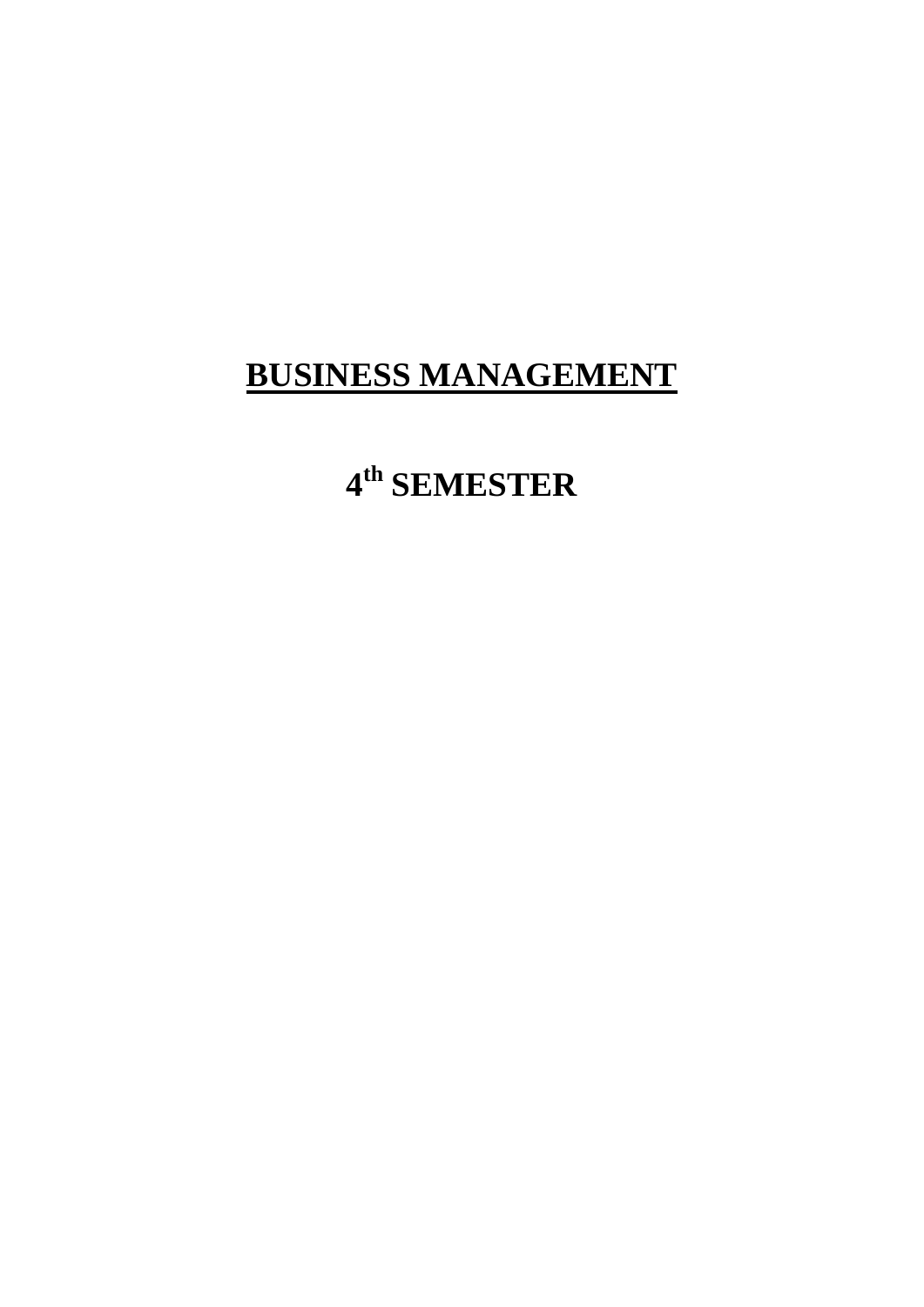# **BUSINESS MANAGEMENT**

## **4th SEMESTER**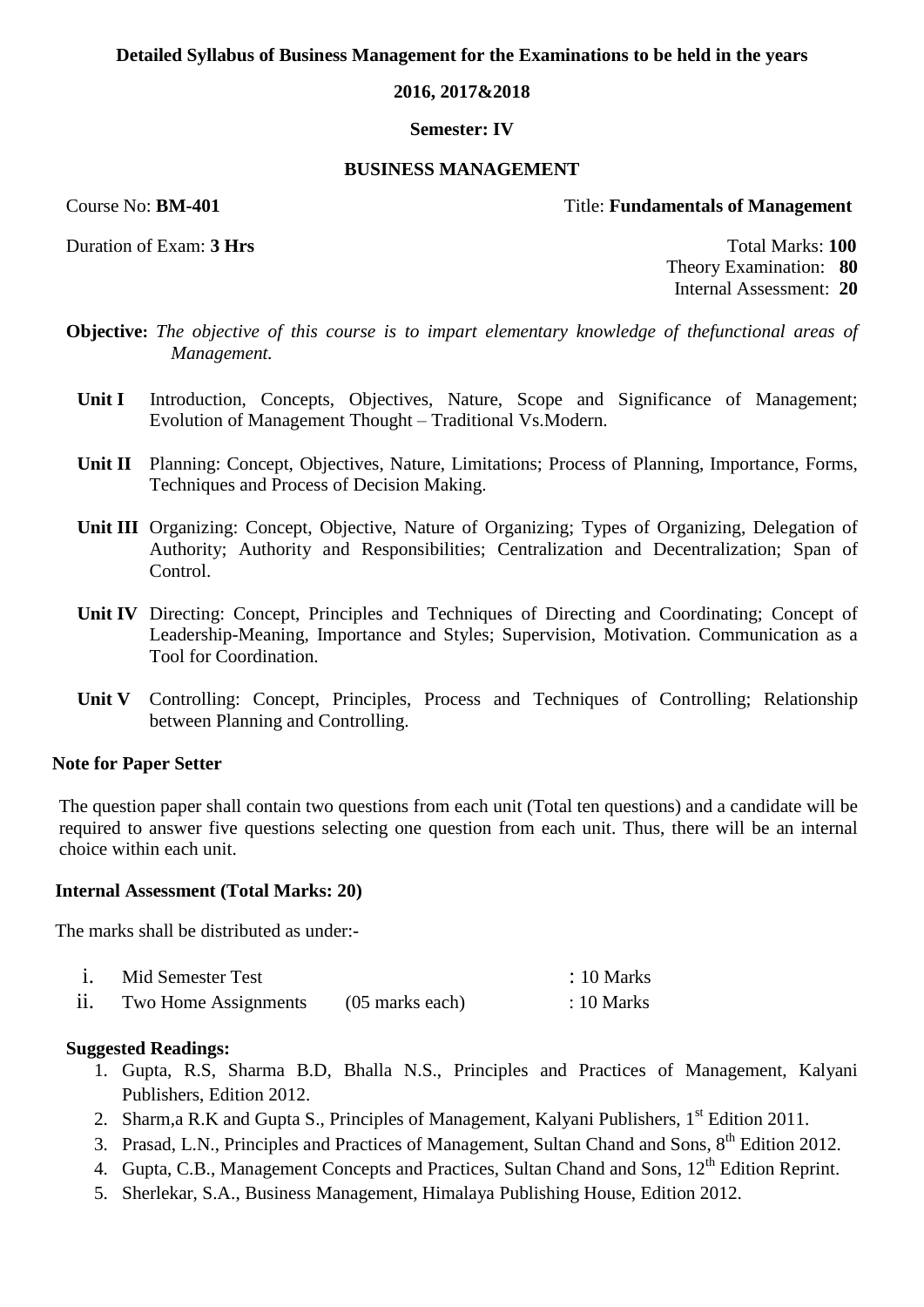**Detailed Syllabus of Business Management for the Examinations to be held in the years**

**2016, 2017&2018**

**Semester: IV**

**BUSINESS MANAGEMENT**

Course No: **BM-401** Title: **Fundamentals of Management**

Duration of Exam: **3 Hrs** Total Marks: **100**
Theory Examination: **80**
Internal Assessment: **20**

**Objective:** *The objective of this course is to impart elementary knowledge of thefunctional areas of Management.*

**Unit I** Introduction, Concepts, Objectives, Nature, Scope and Significance of Management; Evolution of Management Thought – Traditional Vs.Modern.

**Unit II** Planning: Concept, Objectives, Nature, Limitations; Process of Planning, Importance, Forms, Techniques and Process of Decision Making.

**Unit III** Organizing: Concept, Objective, Nature of Organizing; Types of Organizing, Delegation of Authority; Authority and Responsibilities; Centralization and Decentralization; Span of Control.

**Unit IV** Directing: Concept, Principles and Techniques of Directing and Coordinating; Concept of Leadership-Meaning, Importance and Styles; Supervision, Motivation. Communication as a Tool for Coordination.

**Unit V** Controlling: Concept, Principles, Process and Techniques of Controlling; Relationship between Planning and Controlling.

**Note for Paper Setter**

The question paper shall contain two questions from each unit (Total ten questions) and a candidate will be required to answer five questions selecting one question from each unit. Thus, there will be an internal choice within each unit.

**Internal Assessment (Total Marks: 20)**

The marks shall be distributed as under:-

i. Mid Semester Test : 10 Marks
ii. Two Home Assignments (05 marks each) : 10 Marks

**Suggested Readings:**

1. Gupta, R.S, Sharma B.D, Bhalla N.S., Principles and Practices of Management, Kalyani Publishers, Edition 2012.
2. Sharm,a R.K and Gupta S., Principles of Management, Kalyani Publishers, 1st Edition 2011.
3. Prasad, L.N., Principles and Practices of Management, Sultan Chand and Sons, 8th Edition 2012.
4. Gupta, C.B., Management Concepts and Practices, Sultan Chand and Sons, 12th Edition Reprint.
5. Sherlekar, S.A., Business Management, Himalaya Publishing House, Edition 2012.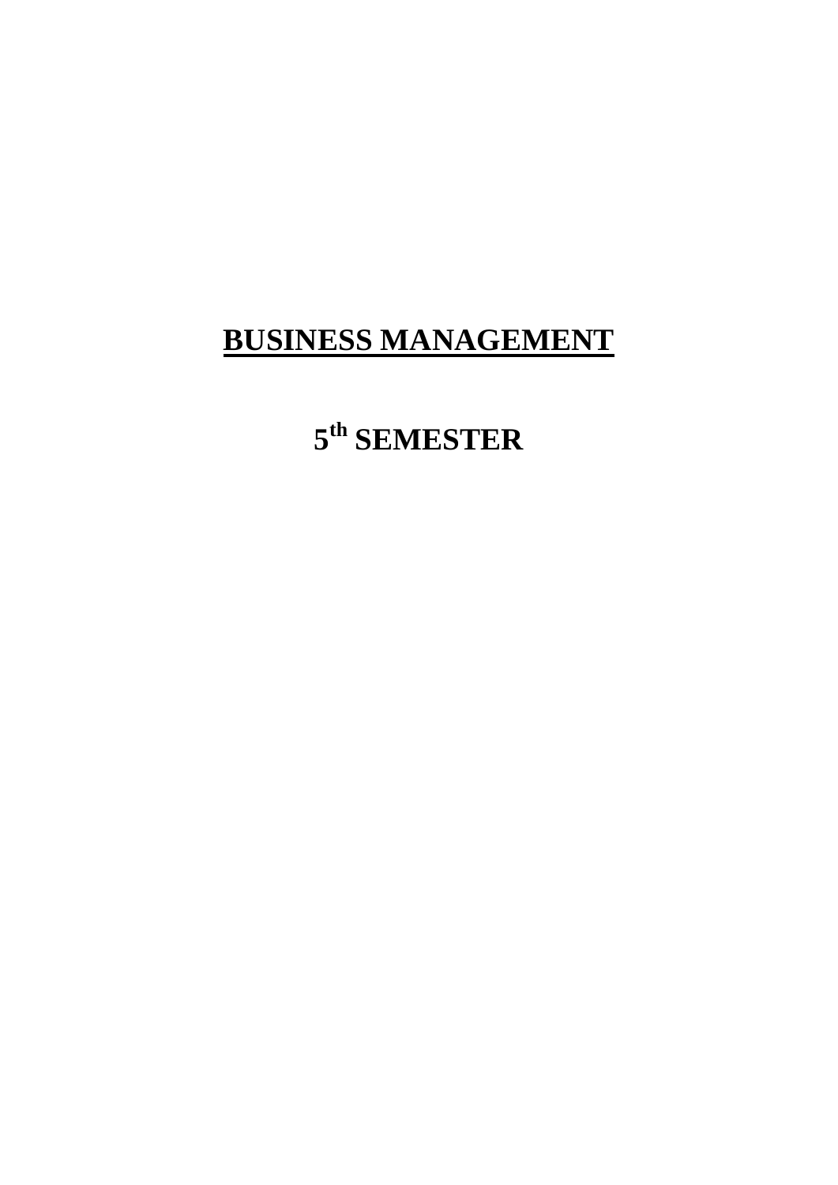# **BUSINESS MANAGEMENT**

## **5th SEMESTER**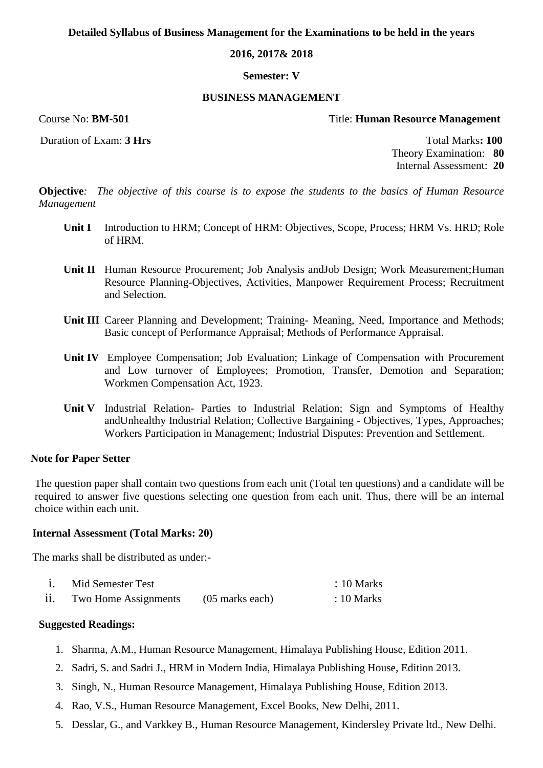**Detailed Syllabus of Business Management for the Examinations to be held in the years**

**2016, 2017& 2018**

**Semester: V**

**BUSINESS MANAGEMENT**

Course No: **BM-501** Title: **Human Resource Management**

Duration of Exam: **3 Hrs** Total Marks**: 100**

Theory Examination: **80**

Internal Assessment: **20**

**Objective**: *The objective of this course is to expose the students to the basics of Human Resource Management*

**Unit I** Introduction to HRM; Concept of HRM: Objectives, Scope, Process; HRM Vs. HRD; Role of HRM.

**Unit II** Human Resource Procurement; Job Analysis andJob Design; Work Measurement;Human Resource Planning-Objectives, Activities, Manpower Requirement Process; Recruitment and Selection.

**Unit III** Career Planning and Development; Training- Meaning, Need, Importance and Methods; Basic concept of Performance Appraisal; Methods of Performance Appraisal.

**Unit IV** Employee Compensation; Job Evaluation; Linkage of Compensation with Procurement and Low turnover of Employees; Promotion, Transfer, Demotion and Separation; Workmen Compensation Act, 1923.

**Unit V** Industrial Relation- Parties to Industrial Relation; Sign and Symptoms of Healthy andUnhealthy Industrial Relation; Collective Bargaining - Objectives, Types, Approaches; Workers Participation in Management; Industrial Disputes: Prevention and Settlement.

**Note for Paper Setter**

The question paper shall contain two questions from each unit (Total ten questions) and a candidate will be required to answer five questions selecting one question from each unit. Thus, there will be an internal choice within each unit.

**Internal Assessment (Total Marks: 20)**

The marks shall be distributed as under:-

i. Mid Semester Test : 10 Marks
ii. Two Home Assignments (05 marks each) : 10 Marks

**Suggested Readings:**

1. Sharma, A.M., Human Resource Management, Himalaya Publishing House, Edition 2011.
2. Sadri, S. and Sadri J., HRM in Modern India, Himalaya Publishing House, Edition 2013.
3. Singh, N., Human Resource Management, Himalaya Publishing House, Edition 2013.
4. Rao, V.S., Human Resource Management, Excel Books, New Delhi, 2011.
5. Desslar, G., and Varkkey B., Human Resource Management, Kindersley Private ltd., New Delhi.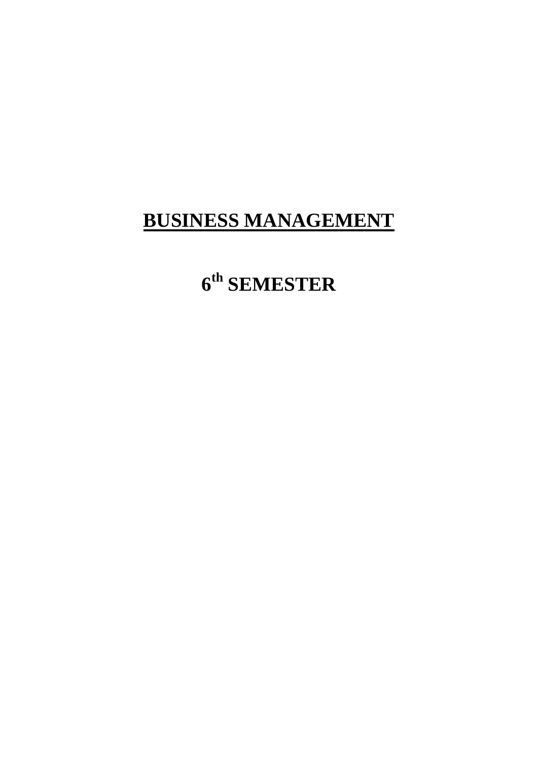# <u>BUSINESS MANAGEMENT</u>

## 6th SEMESTER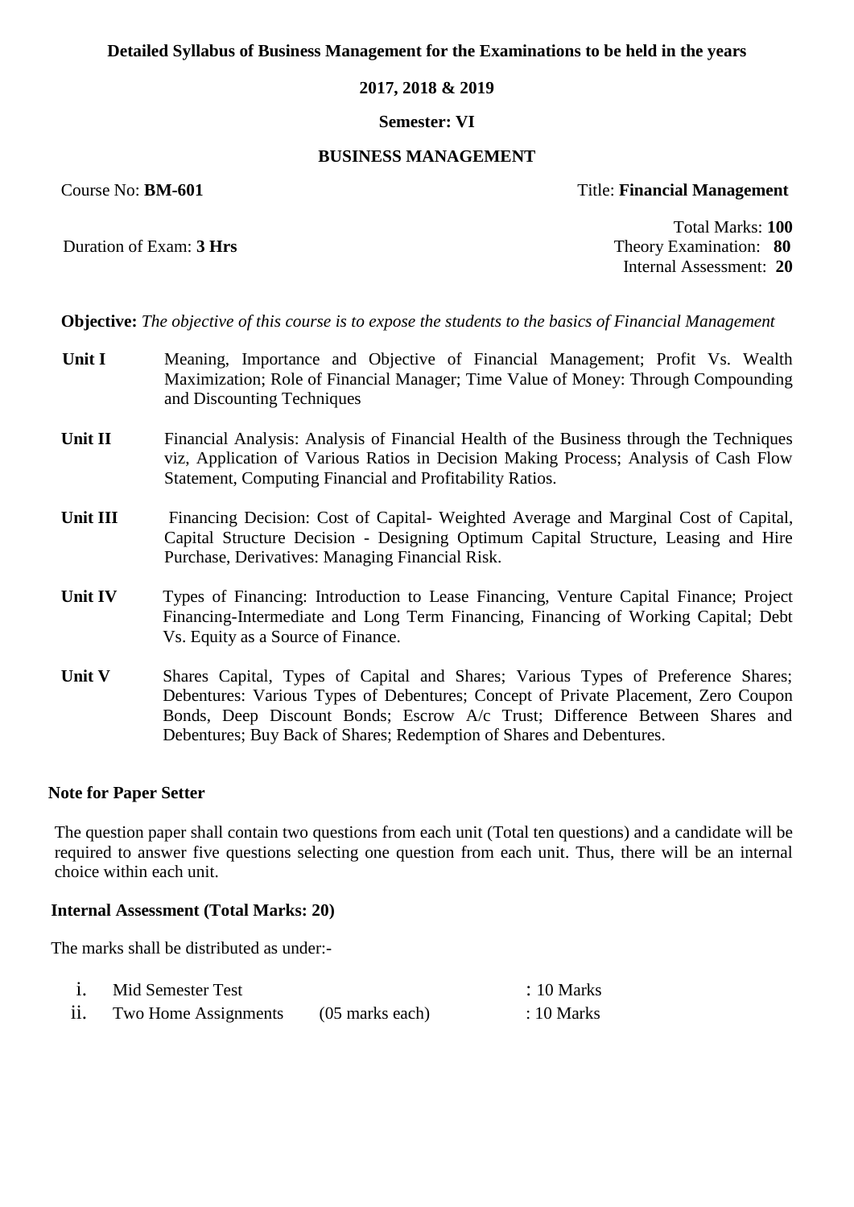**Detailed Syllabus of Business Management for the Examinations to be held in the years**

**2017, 2018 & 2019**

**Semester: VI**

**BUSINESS MANAGEMENT**

Course No: **BM-601** Title: **Financial Management**

Duration of Exam: **3 Hrs**

Total Marks: **100**
Theory Examination: **80**
Internal Assessment: **20**

**Objective:** *The objective of this course is to expose the students to the basics of Financial Management*

| | |
|---|---|
| **Unit I** | Meaning, Importance and Objective of Financial Management; Profit Vs. Wealth Maximization; Role of Financial Manager; Time Value of Money: Through Compounding and Discounting Techniques |
| **Unit II** | Financial Analysis: Analysis of Financial Health of the Business through the Techniques viz, Application of Various Ratios in Decision Making Process; Analysis of Cash Flow Statement, Computing Financial and Profitability Ratios. |
| **Unit III** | Financing Decision: Cost of Capital- Weighted Average and Marginal Cost of Capital, Capital Structure Decision - Designing Optimum Capital Structure, Leasing and Hire Purchase, Derivatives: Managing Financial Risk. |
| **Unit IV** | Types of Financing: Introduction to Lease Financing, Venture Capital Finance; Project Financing-Intermediate and Long Term Financing, Financing of Working Capital; Debt Vs. Equity as a Source of Finance. |
| **Unit V** | Shares Capital, Types of Capital and Shares; Various Types of Preference Shares; Debentures: Various Types of Debentures; Concept of Private Placement, Zero Coupon Bonds, Deep Discount Bonds; Escrow A/c Trust; Difference Between Shares and Debentures; Buy Back of Shares; Redemption of Shares and Debentures. |

**Note for Paper Setter**

The question paper shall contain two questions from each unit (Total ten questions) and a candidate will be required to answer five questions selecting one question from each unit. Thus, there will be an internal choice within each unit.

**Internal Assessment (Total Marks: 20)**

The marks shall be distributed as under:-

i. Mid Semester Test : 10 Marks
ii. Two Home Assignments (05 marks each) : 10 Marks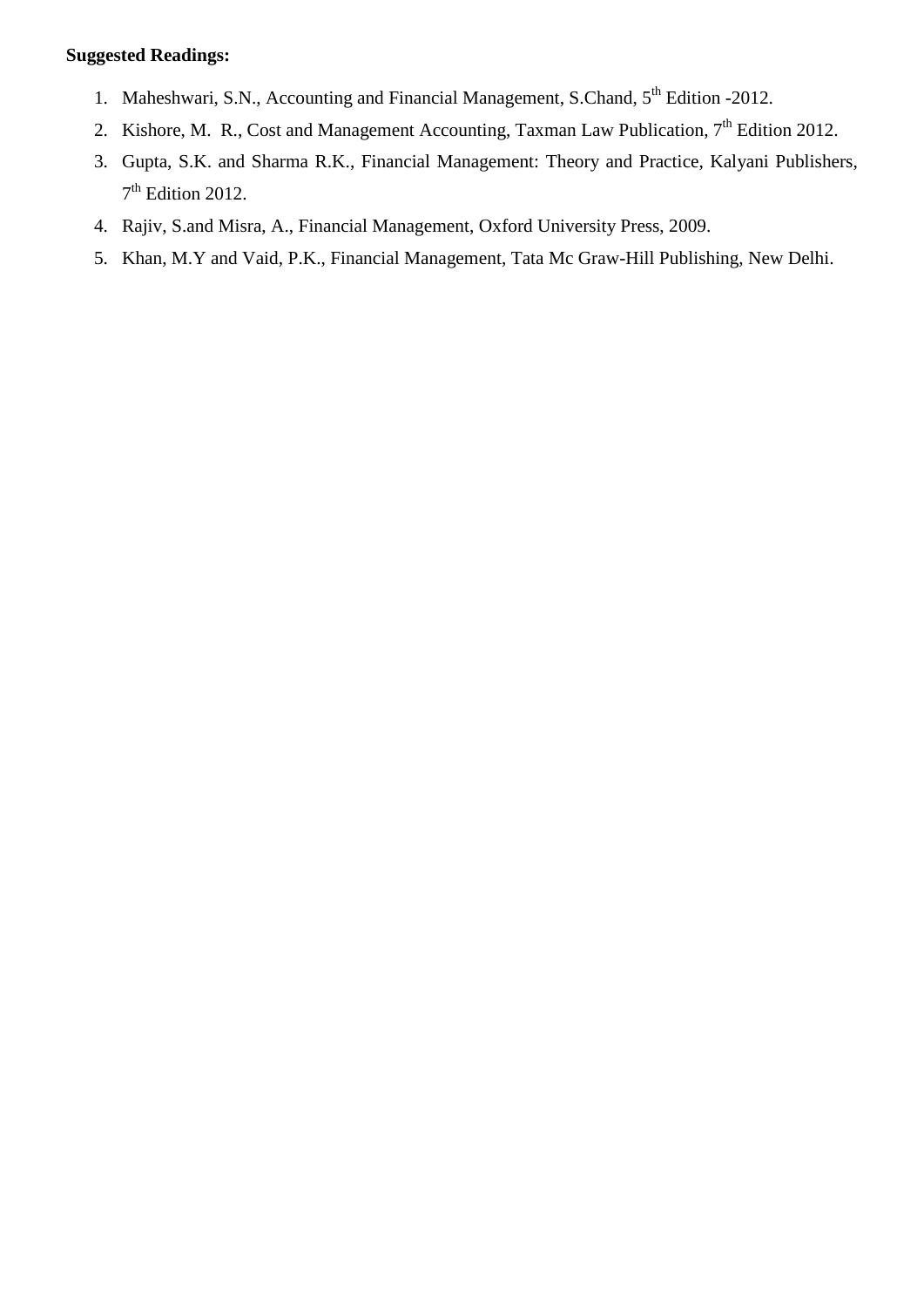**Suggested Readings:**

1. Maheshwari, S.N., Accounting and Financial Management, S.Chand, 5th Edition -2012.
2. Kishore, M. R., Cost and Management Accounting, Taxman Law Publication, 7th Edition 2012.
3. Gupta, S.K. and Sharma R.K., Financial Management: Theory and Practice, Kalyani Publishers, 7th Edition 2012.
4. Rajiv, S.and Misra, A., Financial Management, Oxford University Press, 2009.
5. Khan, M.Y and Vaid, P.K., Financial Management, Tata Mc Graw-Hill Publishing, New Delhi.